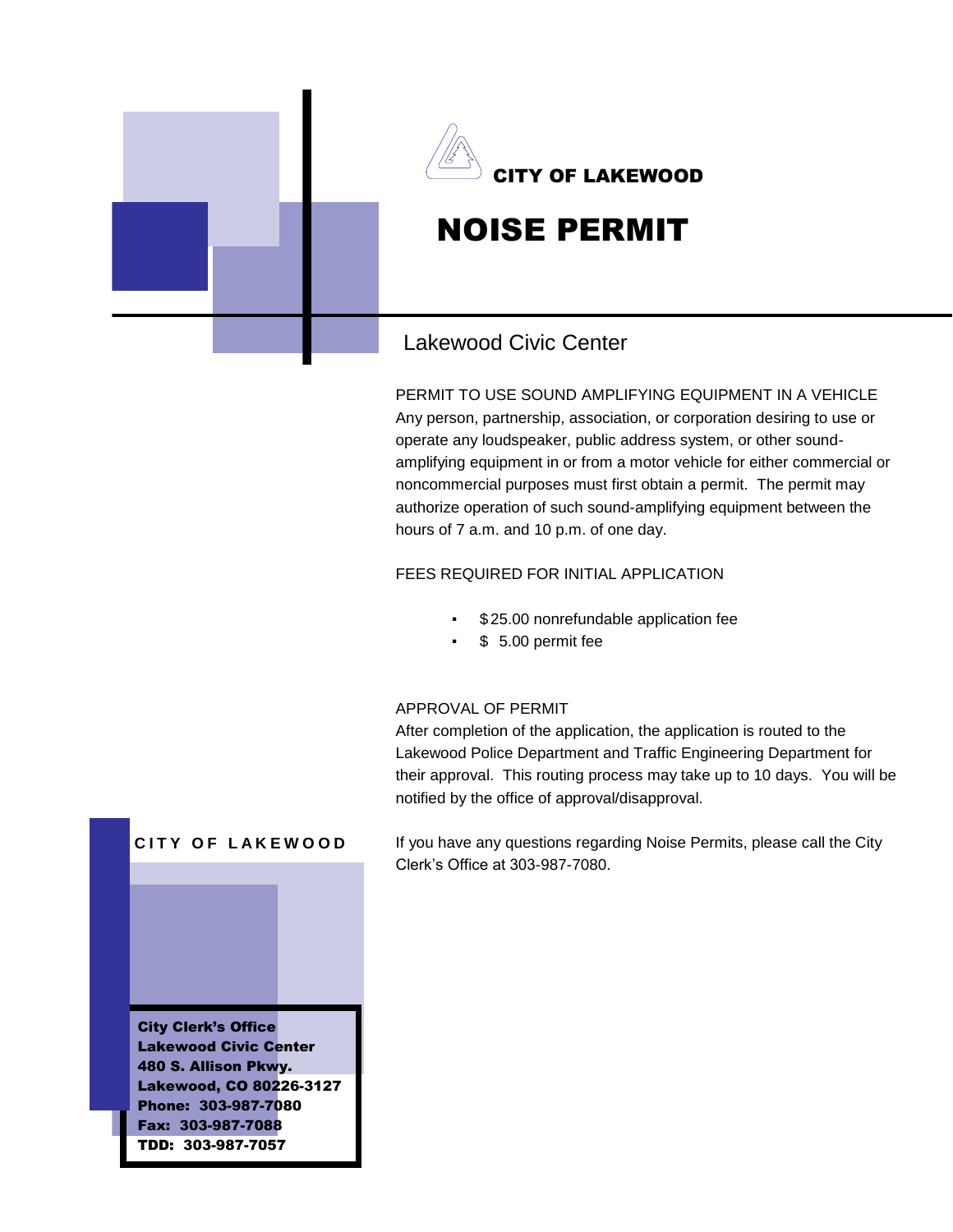CITY OF LAKEWOOD

# NOISE PERMIT

## Lakewood Civic Center

PERMIT TO USE SOUND AMPLIFYING EQUIPMENT IN A VEHICLE
Any person, partnership, association, or corporation desiring to use or operate any loudspeaker, public address system, or other sound-amplifying equipment in or from a motor vehicle for either commercial or noncommercial purposes must first obtain a permit. The permit may authorize operation of such sound-amplifying equipment between the hours of 7 a.m. and 10 p.m. of one day.

FEES REQUIRED FOR INITIAL APPLICATION

- $25.00 nonrefundable application fee
- $ 5.00 permit fee

APPROVAL OF PERMIT
After completion of the application, the application is routed to the Lakewood Police Department and Traffic Engineering Department for their approval. This routing process may take up to 10 days. You will be notified by the office of approval/disapproval.

If you have any questions regarding Noise Permits, please call the City Clerk's Office at 303-987-7080.

CITY OF LAKEWOOD

**City Clerk's Office**
**Lakewood Civic Center**
**480 S. Allison Pkwy.**
**Lakewood, CO 80226-3127**
**Phone: 303-987-7080**
**Fax: 303-987-7088**
**TDD: 303-987-7057**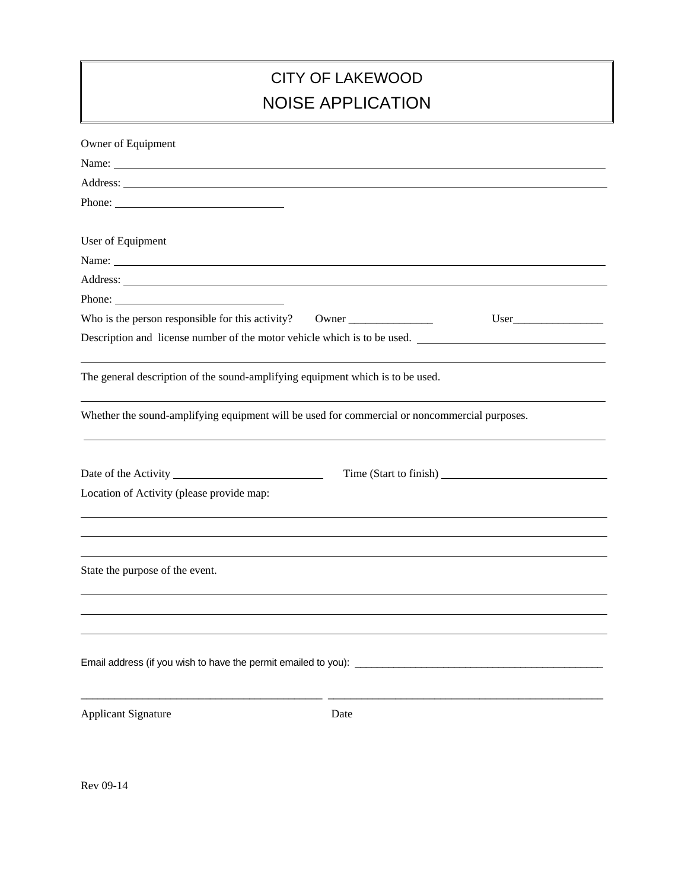# CITY OF LAKEWOOD
## NOISE APPLICATION

Owner of Equipment

Name: ______________________________________________________________________

Address: ____________________________________________________________________

Phone: ______________________________

User of Equipment

Name: ______________________________________________________________________

Address: ____________________________________________________________________

Phone: ______________________________

Who is the person responsible for this activity? Owner _______________ User________________

Description and license number of the motor vehicle which is to be used. ________________________________

_____________________________________________________________________________

The general description of the sound-amplifying equipment which is to be used.

_____________________________________________________________________________

Whether the sound-amplifying equipment will be used for commercial or noncommercial purposes.

_____________________________________________________________________________

Date of the Activity __________________________ Time (Start to finish) ____________________________

Location of Activity (please provide map:

_____________________________________________________________________________

_____________________________________________________________________________

_____________________________________________________________________________

State the purpose of the event.

_____________________________________________________________________________

_____________________________________________________________________________

_____________________________________________________________________________

Email address (if you wish to have the permit emailed to you): ______________________________________________

_____________________________________________ _________________________________________________

Applicant Signature Date

Rev 09-14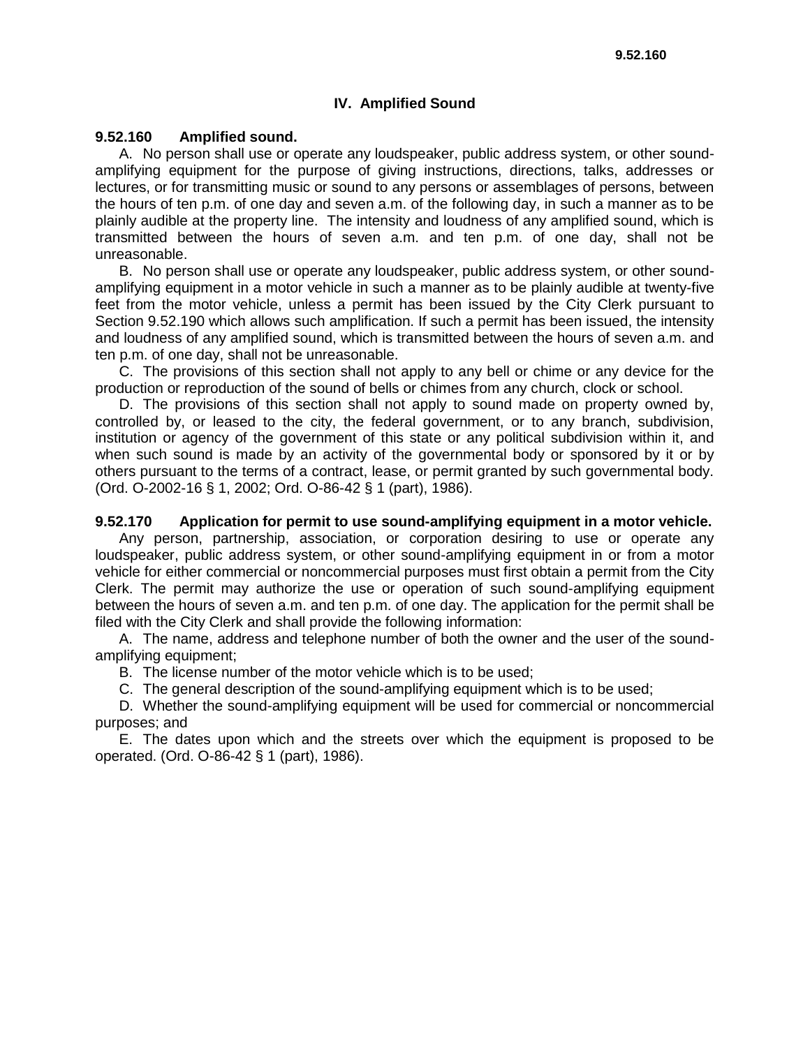## IV. Amplified Sound

**9.52.160 Amplified sound.**

A. No person shall use or operate any loudspeaker, public address system, or other sound-amplifying equipment for the purpose of giving instructions, directions, talks, addresses or lectures, or for transmitting music or sound to any persons or assemblages of persons, between the hours of ten p.m. of one day and seven a.m. of the following day, in such a manner as to be plainly audible at the property line. The intensity and loudness of any amplified sound, which is transmitted between the hours of seven a.m. and ten p.m. of one day, shall not be unreasonable.

B. No person shall use or operate any loudspeaker, public address system, or other sound-amplifying equipment in a motor vehicle in such a manner as to be plainly audible at twenty-five feet from the motor vehicle, unless a permit has been issued by the City Clerk pursuant to Section 9.52.190 which allows such amplification. If such a permit has been issued, the intensity and loudness of any amplified sound, which is transmitted between the hours of seven a.m. and ten p.m. of one day, shall not be unreasonable.

C. The provisions of this section shall not apply to any bell or chime or any device for the production or reproduction of the sound of bells or chimes from any church, clock or school.

D. The provisions of this section shall not apply to sound made on property owned by, controlled by, or leased to the city, the federal government, or to any branch, subdivision, institution or agency of the government of this state or any political subdivision within it, and when such sound is made by an activity of the governmental body or sponsored by it or by others pursuant to the terms of a contract, lease, or permit granted by such governmental body. (Ord. O-2002-16 § 1, 2002; Ord. O-86-42 § 1 (part), 1986).

**9.52.170 Application for permit to use sound-amplifying equipment in a motor vehicle.**

Any person, partnership, association, or corporation desiring to use or operate any loudspeaker, public address system, or other sound-amplifying equipment in or from a motor vehicle for either commercial or noncommercial purposes must first obtain a permit from the City Clerk. The permit may authorize the use or operation of such sound-amplifying equipment between the hours of seven a.m. and ten p.m. of one day. The application for the permit shall be filed with the City Clerk and shall provide the following information:

A. The name, address and telephone number of both the owner and the user of the sound-amplifying equipment;

B. The license number of the motor vehicle which is to be used;

C. The general description of the sound-amplifying equipment which is to be used;

D. Whether the sound-amplifying equipment will be used for commercial or noncommercial purposes; and

E. The dates upon which and the streets over which the equipment is proposed to be operated. (Ord. O-86-42 § 1 (part), 1986).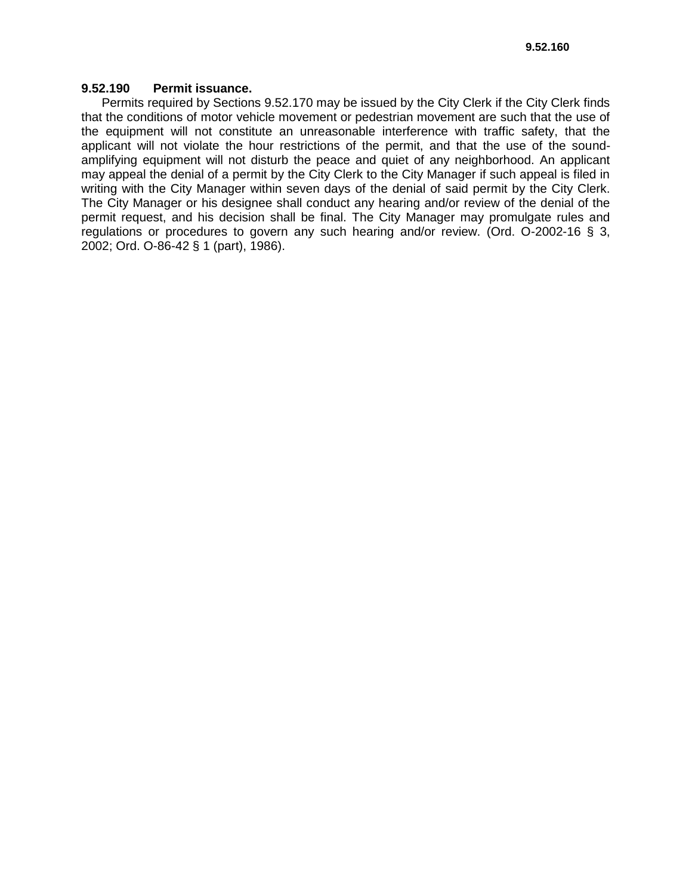**9.52.190 Permit issuance.**

Permits required by Sections 9.52.170 may be issued by the City Clerk if the City Clerk finds that the conditions of motor vehicle movement or pedestrian movement are such that the use of the equipment will not constitute an unreasonable interference with traffic safety, that the applicant will not violate the hour restrictions of the permit, and that the use of the sound-amplifying equipment will not disturb the peace and quiet of any neighborhood. An applicant may appeal the denial of a permit by the City Clerk to the City Manager if such appeal is filed in writing with the City Manager within seven days of the denial of said permit by the City Clerk. The City Manager or his designee shall conduct any hearing and/or review of the denial of the permit request, and his decision shall be final. The City Manager may promulgate rules and regulations or procedures to govern any such hearing and/or review. (Ord. O-2002-16 § 3, 2002; Ord. O-86-42 § 1 (part), 1986).